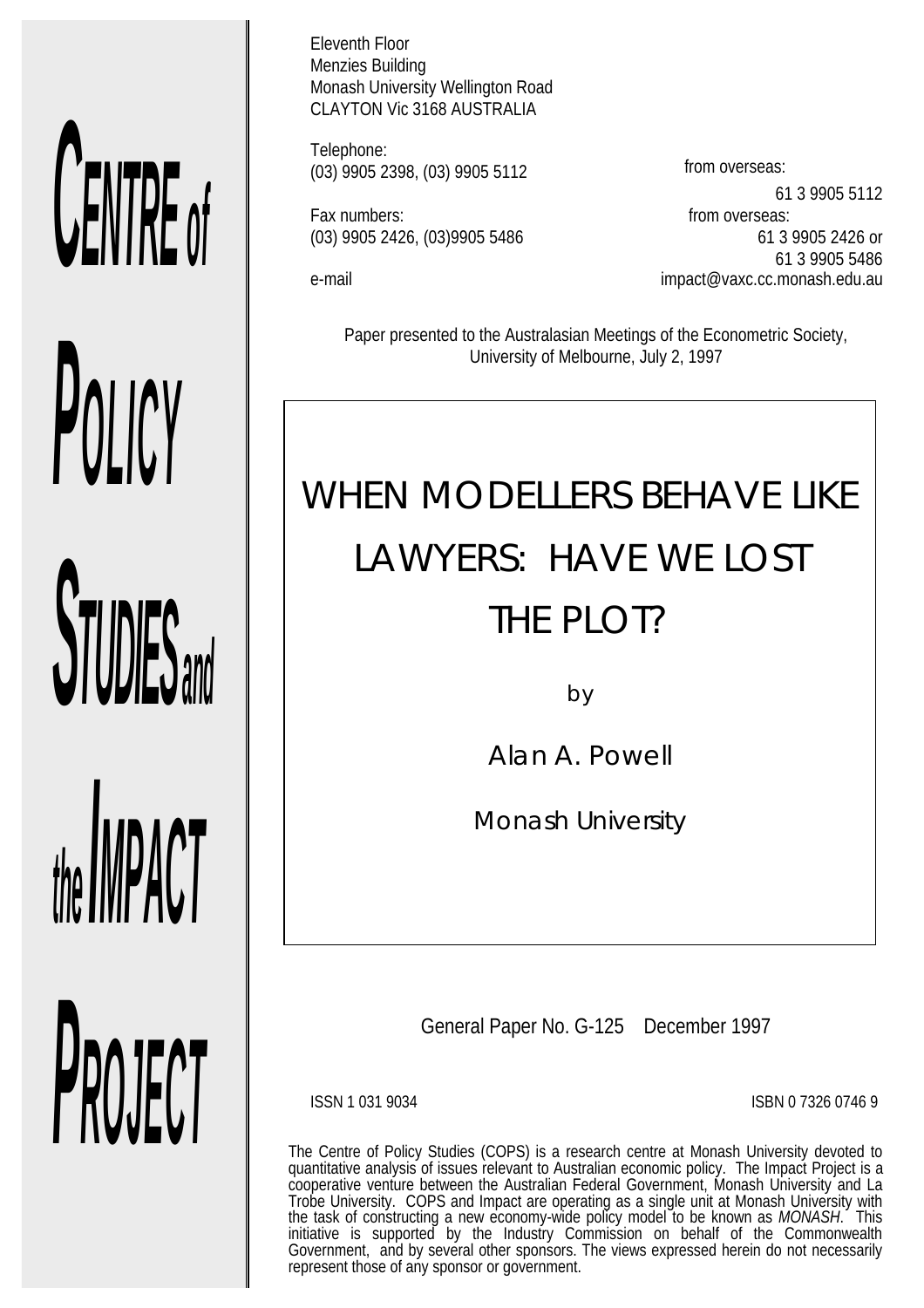**CENTRE of POLICY STUDIES and the IMPACT PROJECT**

Eleventh Floor
Menzies Building
Monash University Wellington Road
CLAYTON Vic 3168 AUSTRALIA

Telephone:
(03) 9905 2398, (03) 9905 5112 from overseas: 61 3 9905 5112

Fax numbers:
(03) 9905 2426, (03)9905 5486 from overseas: 61 3 9905 2426 or 61 3 9905 5486

e-mail impact@vaxc.cc.monash.edu.au

Paper presented to the Australasian Meetings of the Econometric Society, University of Melbourne, July 2, 1997

# WHEN MODELLERS BEHAVE LIKE LAWYERS: HAVE WE LOST THE PLOT?

by

Alan A. Powell

Monash University

General Paper No. G-125 December 1997

ISSN 1 031 9034 ISBN 0 7326 0746 9

The Centre of Policy Studies (COPS) is a research centre at Monash University devoted to quantitative analysis of issues relevant to Australian economic policy. The Impact Project is a cooperative venture between the Australian Federal Government, Monash University and La Trobe University. COPS and Impact are operating as a single unit at Monash University with the task of constructing a new economy-wide policy model to be known as *MONASH*. This initiative is supported by the Industry Commission on behalf of the Commonwealth Government, and by several other sponsors. The views expressed herein do not necessarily represent those of any sponsor or government.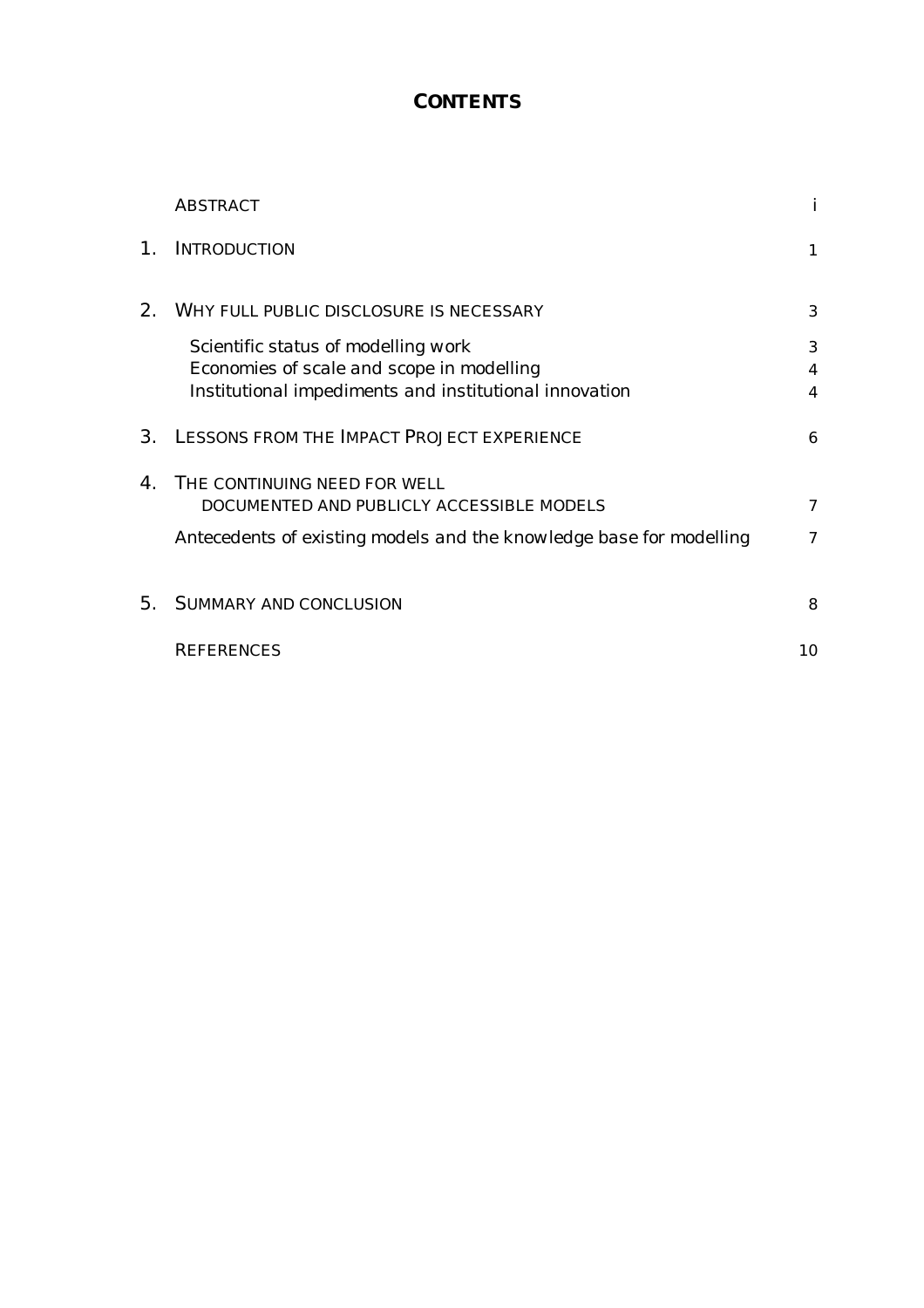# CONTENTS

| | | |
|---|---|---|
| | ABSTRACT | i |
| 1. | INTRODUCTION | 1 |
| 2. | WHY FULL PUBLIC DISCLOSURE IS NECESSARY | 3 |
| | Scientific status of modelling work | 3 |
| | Economies of scale and scope in modelling | 4 |
| | Institutional impediments and institutional innovation | 4 |
| 3. | LESSONS FROM THE IMPACT PROJECT EXPERIENCE | 6 |
| 4. | THE CONTINUING NEED FOR WELL DOCUMENTED AND PUBLICLY ACCESSIBLE MODELS | 7 |
| | Antecedents of existing models and the knowledge base for modelling | 7 |
| 5. | SUMMARY AND CONCLUSION | 8 |
| | REFERENCES | 10 |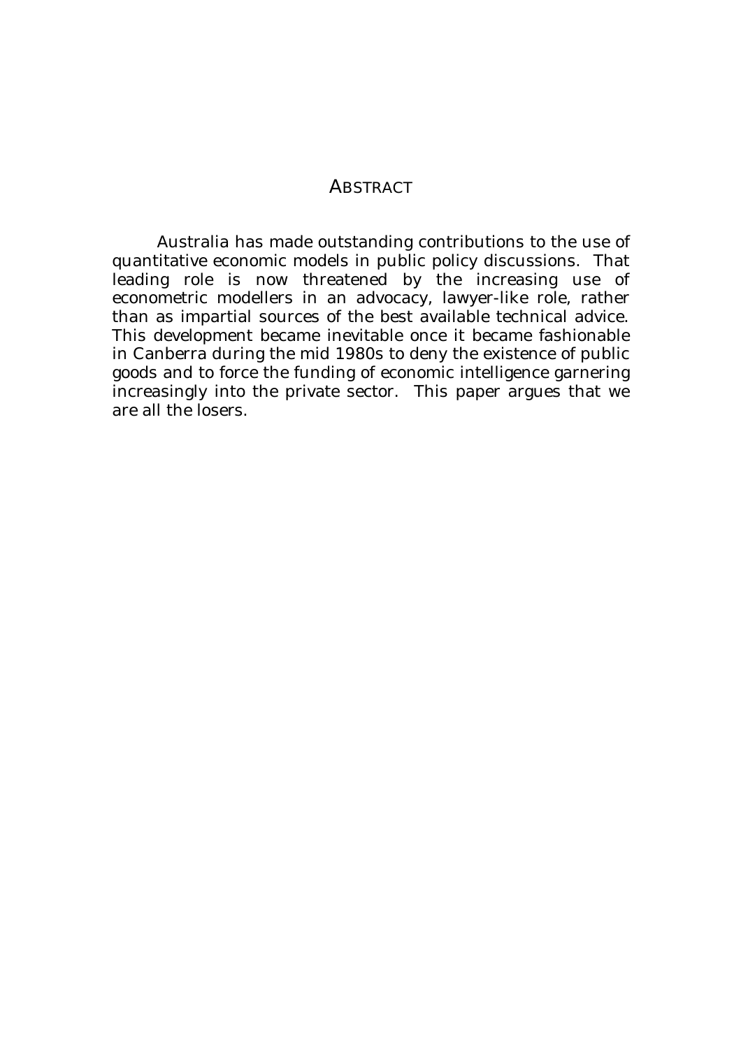# ABSTRACT

Australia has made outstanding contributions to the use of quantitative economic models in public policy discussions. That leading role is now threatened by the increasing use of econometric modellers in an advocacy, lawyer-like role, rather than as impartial sources of the best available technical advice. This development became inevitable once it became fashionable in Canberra during the mid 1980s to deny the existence of public goods and to force the funding of economic intelligence garnering increasingly into the private sector. This paper argues that we are all the losers.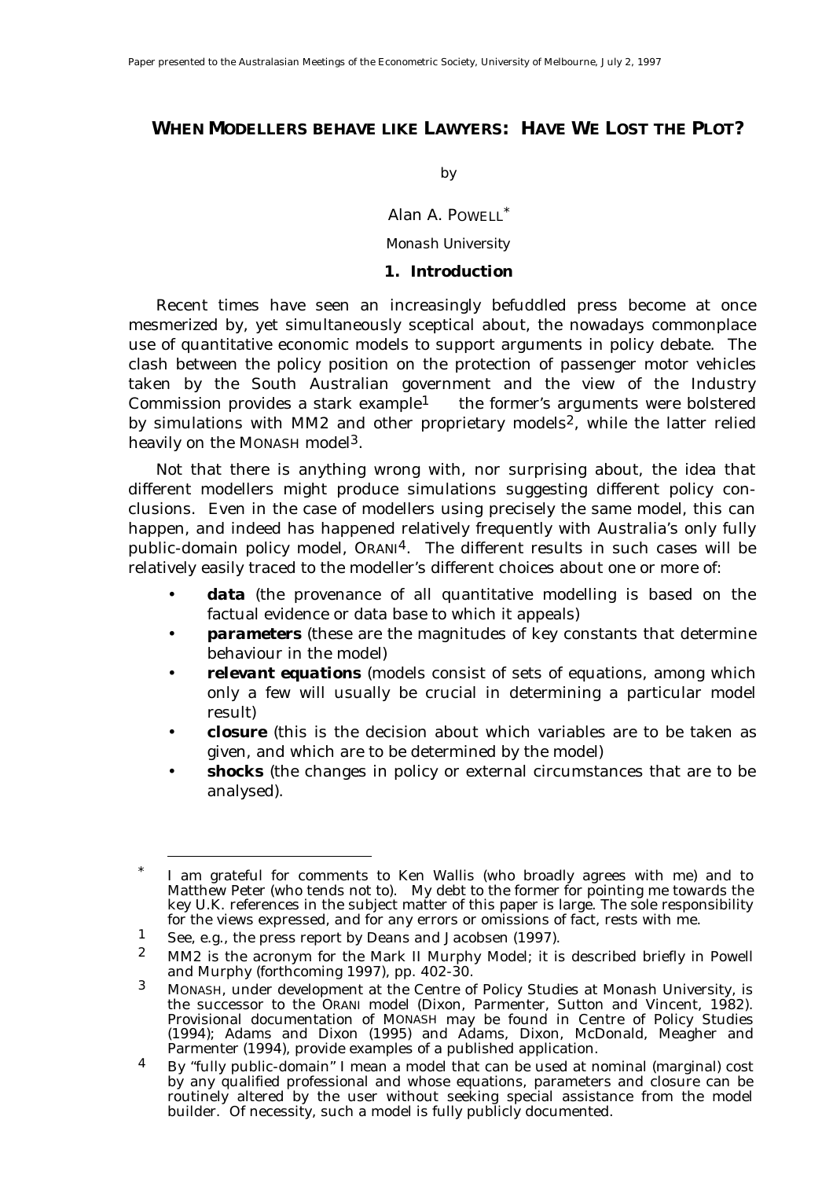# WHEN MODELLERS BEHAVE LIKE LAWYERS: HAVE WE LOST THE PLOT?

by

Alan A. POWELL*

Monash University

## 1. Introduction

Recent times have seen an increasingly befuddled press become at once mesmerized by, yet simultaneously sceptical about, the nowadays commonplace use of quantitative economic models to support arguments in policy debate. The clash between the policy position on the protection of passenger motor vehicles taken by the South Australian government and the view of the Industry Commission provides a stark example[1] the former's arguments were bolstered by simulations with MM2 and other proprietary models[2], while the latter relied heavily on the MONASH model[3].

Not that there is anything wrong with, nor surprising about, the idea that different modellers might produce simulations suggesting different policy conclusions. Even in the case of modellers using precisely the same model, this can happen, and indeed has happened relatively frequently with Australia's only fully public-domain policy model, ORANI[4]. The different results in such cases will be relatively easily traced to the modeller's different choices about one or more of:

- **data** (the provenance of all quantitative modelling is based on the factual evidence or data base to which it appeals)
- ***parameters*** (these are the magnitudes of key constants that determine behaviour in the model)
- ***relevant equations*** (models consist of sets of equations, among which only a few will usually be crucial in determining a particular model result)
- **closure** (this is the decision about which variables are to be taken as given, and which are to be determined by the model)
- **shocks** (the changes in policy or external circumstances that are to be analysed).

---

\* I am grateful for comments to Ken Wallis (who broadly agrees with me) and to Matthew Peter (who tends not to). My debt to the former for pointing me towards the key U.K. references in the subject matter of this paper is large. The sole responsibility for the views expressed, and for any errors or omissions of fact, rests with me.

1 See, e.g., the press report by Deans and Jacobsen (1997).

2 MM2 is the acronym for the Mark II Murphy Model; it is described briefly in Powell and Murphy (forthcoming 1997), pp. 402-30.

3 MONASH, under development at the Centre of Policy Studies at Monash University, is the successor to the ORANI model (Dixon, Parmenter, Sutton and Vincent, 1982). Provisional documentation of MONASH may be found in Centre of Policy Studies (1994); Adams and Dixon (1995) and Adams, Dixon, McDonald, Meagher and Parmenter (1994), provide examples of a published application.

4 By "fully public-domain" I mean a model that can be used at nominal (marginal) cost by any qualified professional and whose equations, parameters and closure can be routinely altered by the user without seeking special assistance from the model builder. Of necessity, such a model is fully publicly documented.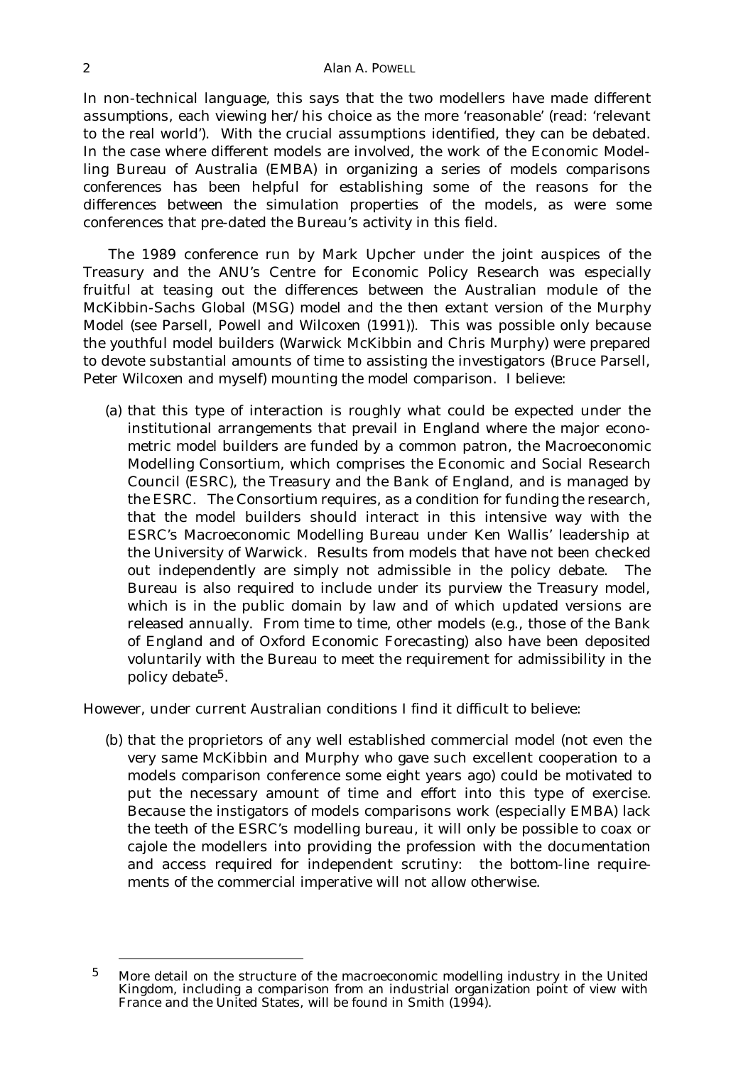In non-technical language, this says that the two modellers have made different assumptions, each viewing her/his choice as the more 'reasonable' (read: 'relevant to the real world'). With the crucial assumptions identified, they can be debated. In the case where different models are involved, the work of the Economic Modelling Bureau of Australia (EMBA) in organizing a series of models comparisons conferences has been helpful for establishing some of the reasons for the differences between the simulation properties of the models, as were some conferences that pre-dated the Bureau's activity in this field.

The 1989 conference run by Mark Upcher under the joint auspices of the Treasury and the ANU's Centre for Economic Policy Research was especially fruitful at teasing out the differences between the Australian module of the McKibbin-Sachs Global (MSG) model and the then extant version of the Murphy Model (see Parsell, Powell and Wilcoxen (1991)). This was possible only because the youthful model builders (Warwick McKibbin and Chris Murphy) were prepared to devote substantial amounts of time to assisting the investigators (Bruce Parsell, Peter Wilcoxen and myself) mounting the model comparison. I believe:

(a) that this type of interaction is roughly what could be expected under the institutional arrangements that prevail in England where the major econometric model builders are funded by a common patron, the Macroeconomic Modelling Consortium, which comprises the Economic and Social Research Council (ESRC), the Treasury and the Bank of England, and is managed by the ESRC. The Consortium requires, as a condition for funding the research, that the model builders should interact in this intensive way with the ESRC's Macroeconomic Modelling Bureau under Ken Wallis' leadership at the University of Warwick. Results from models that have not been checked out independently are simply not admissible in the policy debate. The Bureau is also required to include under its purview the Treasury model, which is in the public domain by law and of which updated versions are released annually. From time to time, other models (e.g., those of the Bank of England and of Oxford Economic Forecasting) also have been deposited voluntarily with the Bureau to meet the requirement for admissibility in the policy debate[5].

However, under current Australian conditions I find it difficult to believe:

(b) that the proprietors of any well established commercial model (not even the very same McKibbin and Murphy who gave such excellent cooperation to a models comparison conference some eight years ago) could be motivated to put the necessary amount of time and effort into this type of exercise. Because the instigators of models comparisons work (especially EMBA) lack the teeth of the ESRC's modelling bureau, it will only be possible to coax or cajole the modellers into providing the profession with the documentation and access required for independent scrutiny: the bottom-line requirements of the commercial imperative will not allow otherwise.

---

[5] More detail on the structure of the macroeconomic modelling industry in the United Kingdom, including a comparison from an industrial organization point of view with France and the United States, will be found in Smith (1994).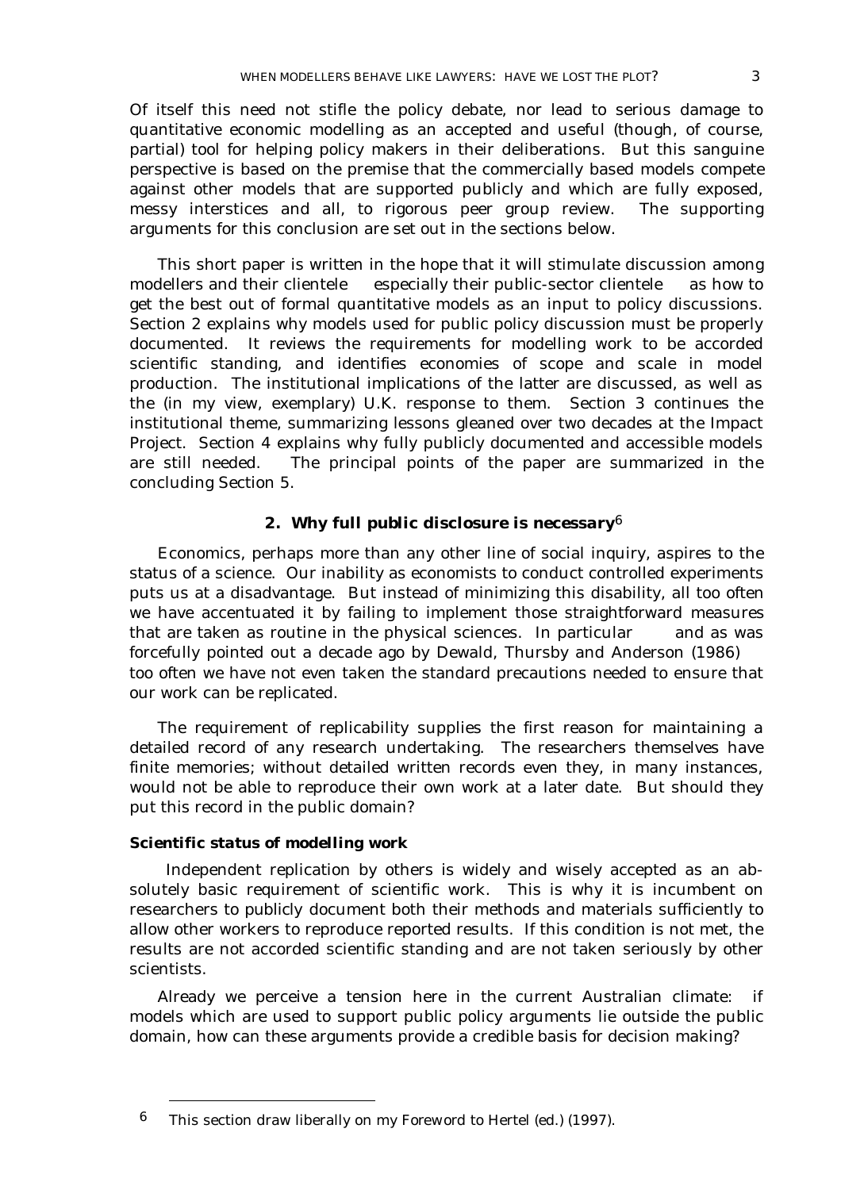Of itself this need not stifle the policy debate, nor lead to serious damage to quantitative economic modelling as an accepted and useful (though, of course, partial) tool for helping policy makers in their deliberations. But this sanguine perspective is based on the premise that the commercially based models compete against other models that are supported publicly and which are fully exposed, messy interstices and all, to rigorous peer group review. The supporting arguments for this conclusion are set out in the sections below.

This short paper is written in the hope that it will stimulate discussion among modellers and their clientele — especially their public-sector clientele — as how to get the best out of formal quantitative models as an input to policy discussions. Section 2 explains why models used for public policy discussion must be properly documented. It reviews the requirements for modelling work to be accorded scientific standing, and identifies economies of scope and scale in model production. The institutional implications of the latter are discussed, as well as the (in my view, exemplary) U.K. response to them. Section 3 continues the institutional theme, summarizing lessons gleaned over two decades at the Impact Project. Section 4 explains why fully publicly documented and accessible models are still needed. The principal points of the paper are summarized in the concluding Section 5.

## 2. Why full public disclosure is necessary[6]

Economics, perhaps more than any other line of social inquiry, aspires to the status of a science. Our inability as economists to conduct controlled experiments puts us at a disadvantage. But instead of minimizing this disability, all too often we have accentuated it by failing to implement those straightforward measures that are taken as routine in the physical sciences. In particular — and as was forcefully pointed out a decade ago by Dewald, Thursby and Anderson (1986) — too often we have not even taken the standard precautions needed to ensure that our work can be replicated.

The requirement of replicability supplies the first reason for maintaining a detailed record of any research undertaking. The researchers themselves have finite memories; without detailed written records even they, in many instances, would not be able to reproduce their own work at a later date. But should they put this record in the public domain?

### Scientific status of modelling work

Independent replication by others is widely and wisely accepted as an absolutely basic requirement of scientific work. This is why it is incumbent on researchers to publicly document both their methods and materials sufficiently to allow other workers to reproduce reported results. If this condition is not met, the results are not accorded scientific standing and are not taken seriously by other scientists.

Already we perceive a tension here in the current Australian climate: if models which are used to support public policy arguments lie outside the public domain, how can these arguments provide a credible basis for decision making?

---

[6] This section draw liberally on my Foreword to Hertel (ed.) (1997).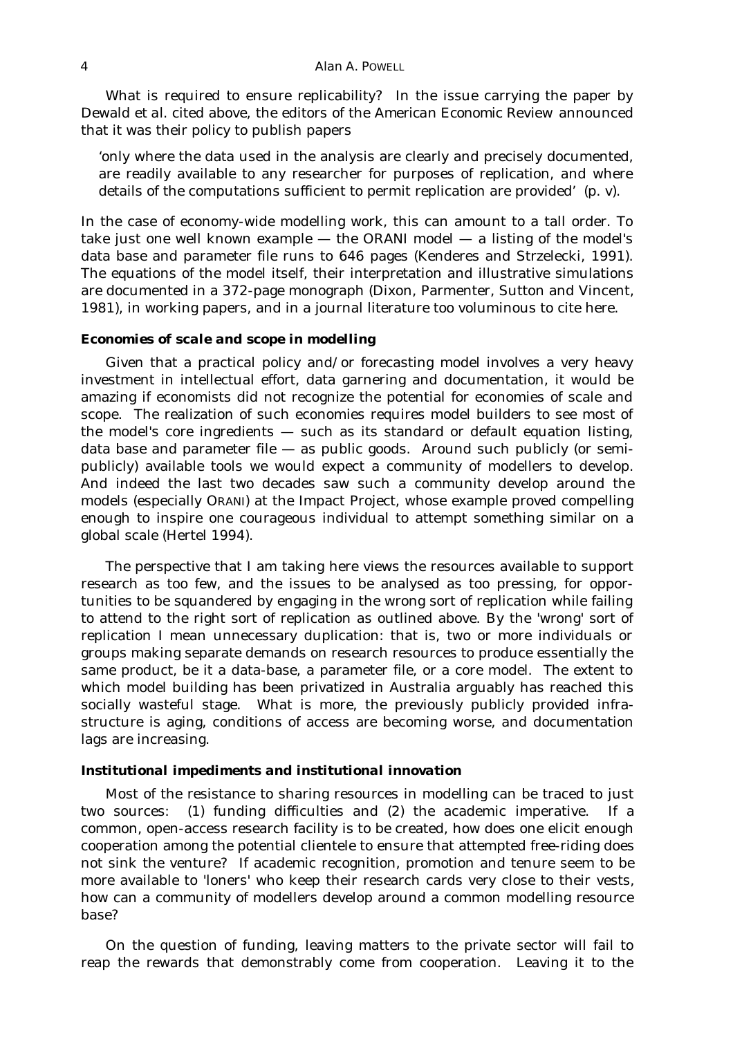What is required to ensure replicability? In the issue carrying the paper by Dewald et al. cited above, the editors of the American Economic Review announced that it was their policy to publish papers

> 'only where the data used in the analysis are clearly and precisely documented, are readily available to any researcher for purposes of replication, and where details of the computations sufficient to permit replication are provided' (p. v).

In the case of economy-wide modelling work, this can amount to a tall order. To take just one well known example — the ORANI model — a listing of the model's data base and parameter file runs to 646 pages (Kenderes and Strzelecki, 1991). The equations of the model itself, their interpretation and illustrative simulations are documented in a 372-page monograph (Dixon, Parmenter, Sutton and Vincent, 1981), in working papers, and in a journal literature too voluminous to cite here.

### *Economies of scale and scope in modelling*

Given that a practical policy and/or forecasting model involves a very heavy investment in intellectual effort, data garnering and documentation, it would be amazing if economists did not recognize the potential for economies of scale and scope. The realization of such economies requires model builders to see most of the model's core ingredients — such as its standard or default equation listing, data base and parameter file — as public goods. Around such publicly (or semi-publicly) available tools we would expect a community of modellers to develop. And indeed the last two decades saw such a community develop around the models (especially ORANI) at the Impact Project, whose example proved compelling enough to inspire one courageous individual to attempt something similar on a global scale (Hertel 1994).

The perspective that I am taking here views the resources available to support research as too few, and the issues to be analysed as too pressing, for opportunities to be squandered by engaging in the wrong sort of replication while failing to attend to the right sort of replication as outlined above. By the 'wrong' sort of replication I mean unnecessary duplication: that is, two or more individuals or groups making separate demands on research resources to produce essentially the same product, be it a data-base, a parameter file, or a core model. The extent to which model building has been privatized in Australia arguably has reached this socially wasteful stage. What is more, the previously publicly provided infrastructure is aging, conditions of access are becoming worse, and documentation lags are increasing.

### *Institutional impediments and institutional innovation*

Most of the resistance to sharing resources in modelling can be traced to just two sources: (1) funding difficulties and (2) the academic imperative. If a common, open-access research facility is to be created, how does one elicit enough cooperation among the potential clientele to ensure that attempted free-riding does not sink the venture? If academic recognition, promotion and tenure seem to be more available to 'loners' who keep their research cards very close to their vests, how can a community of modellers develop around a common modelling resource base?

On the question of funding, leaving matters to the private sector will fail to reap the rewards that demonstrably come from cooperation. Leaving it to the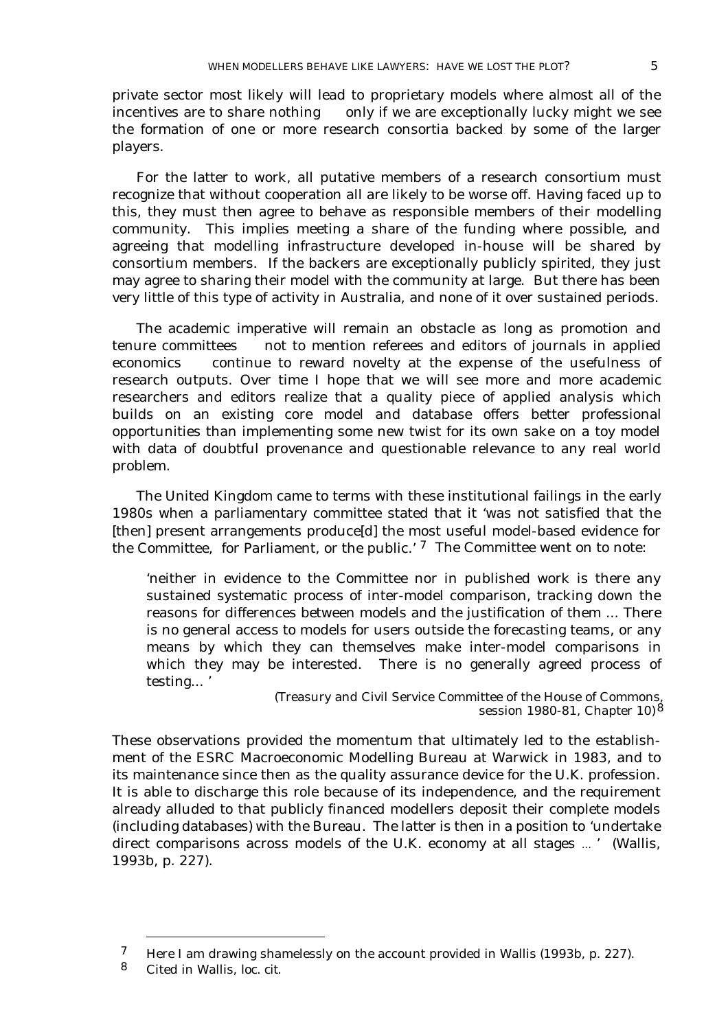private sector most likely will lead to proprietary models where almost all of the incentives are to share nothing — only if we are exceptionally lucky might we see the formation of one or more research consortia backed by some of the larger players.

For the latter to work, all putative members of a research consortium must recognize that without cooperation all are likely to be worse off. Having faced up to this, they must then agree to behave as responsible members of their modelling community. This implies meeting a share of the funding where possible, and agreeing that modelling infrastructure developed in-house will be shared by consortium members. If the backers are exceptionally publicly spirited, they just may agree to sharing their model with the community at large. But there has been very little of this type of activity in Australia, and none of it over sustained periods.

The academic imperative will remain an obstacle as long as promotion and tenure committees — not to mention referees and editors of journals in applied economics — continue to reward novelty at the expense of the usefulness of research outputs. Over time I hope that we will see more and more academic researchers and editors realize that a quality piece of applied analysis which builds on an existing core model and database offers better professional opportunities than implementing some new twist for its own sake on a toy model with data of doubtful provenance and questionable relevance to any real world problem.

The United Kingdom came to terms with these institutional failings in the early 1980s when a parliamentary committee stated that it 'was not satisfied that the [then] present arrangements produce[d] the most useful model-based evidence for the Committee, for Parliament, or the public.' [7] The Committee went on to note:

> 'neither in evidence to the Committee nor in published work is there any sustained systematic process of inter-model comparison, tracking down the reasons for differences between models and the justification of them ... There is no general access to models for users outside the forecasting teams, or any means by which they can themselves make inter-model comparisons in which they may be interested. There is no generally agreed process of testing... '
>
> (Treasury and Civil Service Committee of the House of Commons, session 1980-81, Chapter 10)[8]

These observations provided the momentum that ultimately led to the establishment of the ESRC Macroeconomic Modelling Bureau at Warwick in 1983, and to its maintenance since then as the quality assurance device for the U.K. profession. It is able to discharge this role because of its independence, and the requirement already alluded to that publicly financed modellers deposit their complete models (including databases) with the Bureau. The latter is then in a position to 'undertake direct comparisons across models of the U.K. economy at all stages ... ' (Wallis, 1993b, p. 227).

---

[7] Here I am drawing shamelessly on the account provided in Wallis (1993b, p. 227).

[8] Cited in Wallis, loc. cit.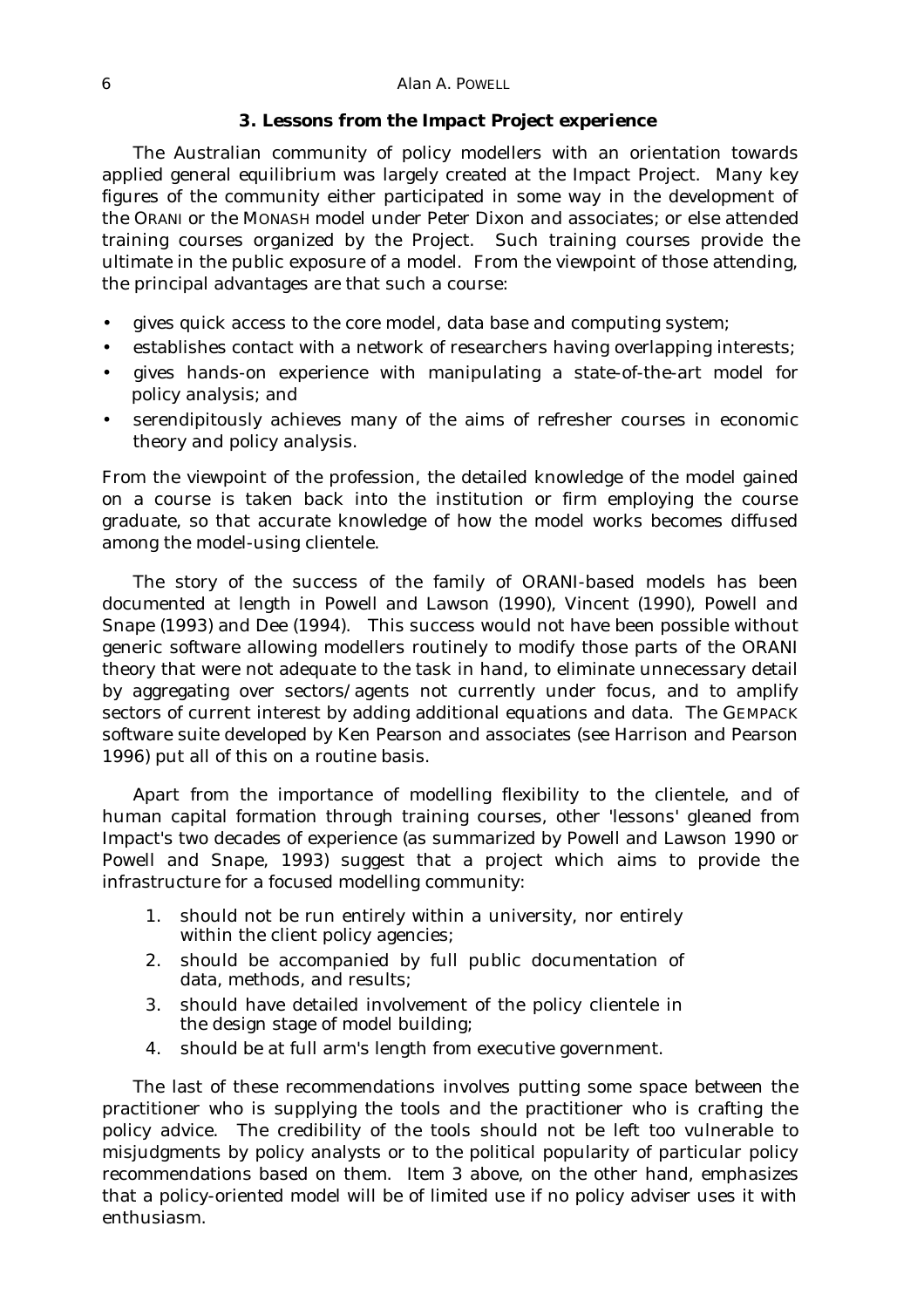### 3. Lessons from the Impact Project experience

The Australian community of policy modellers with an orientation towards applied general equilibrium was largely created at the Impact Project. Many key figures of the community either participated in some way in the development of the ORANI or the MONASH model under Peter Dixon and associates; or else attended training courses organized by the Project. Such training courses provide the ultimate in the public exposure of a model. From the viewpoint of those attending, the principal advantages are that such a course:

- gives quick access to the core model, data base and computing system;
- establishes contact with a network of researchers having overlapping interests;
- gives hands-on experience with manipulating a state-of-the-art model for policy analysis; and
- serendipitously achieves many of the aims of refresher courses in economic theory and policy analysis.

From the viewpoint of the profession, the detailed knowledge of the model gained on a course is taken back into the institution or firm employing the course graduate, so that accurate knowledge of how the model works becomes diffused among the model-using clientele.

The story of the success of the family of ORANI-based models has been documented at length in Powell and Lawson (1990), Vincent (1990), Powell and Snape (1993) and Dee (1994). This success would not have been possible without generic software allowing modellers routinely to modify those parts of the ORANI theory that were not adequate to the task in hand, to eliminate unnecessary detail by aggregating over sectors/agents not currently under focus, and to amplify sectors of current interest by adding additional equations and data. The GEMPACK software suite developed by Ken Pearson and associates (see Harrison and Pearson 1996) put all of this on a routine basis.

Apart from the importance of modelling flexibility to the clientele, and of human capital formation through training courses, other 'lessons' gleaned from Impact's two decades of experience (as summarized by Powell and Lawson 1990 or Powell and Snape, 1993) suggest that a project which aims to provide the infrastructure for a focused modelling community:

1. should not be run entirely within a university, nor entirely within the client policy agencies;
2. should be accompanied by full public documentation of data, methods, and results;
3. should have detailed involvement of the policy clientele in the design stage of model building;
4. should be at full arm's length from executive government.

The last of these recommendations involves putting some space between the practitioner who is supplying the tools and the practitioner who is crafting the policy advice. The credibility of the tools should not be left too vulnerable to misjudgments by policy analysts or to the political popularity of particular policy recommendations based on them. Item 3 above, on the other hand, emphasizes that a policy-oriented model will be of limited use if no policy adviser uses it with enthusiasm.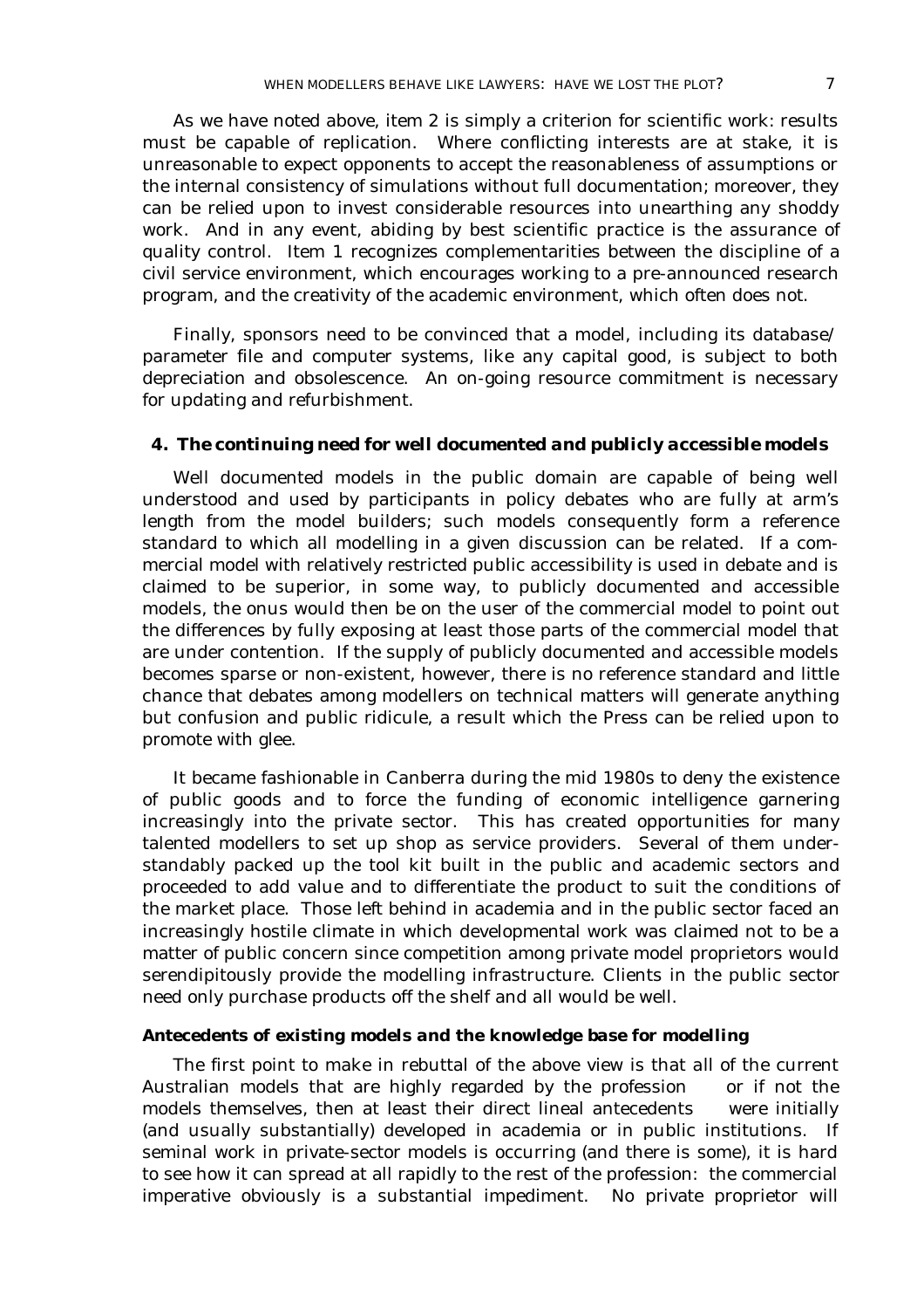As we have noted above, item 2 is simply a criterion for scientific work: results must be capable of replication. Where conflicting interests are at stake, it is unreasonable to expect opponents to accept the reasonableness of assumptions or the internal consistency of simulations without full documentation; moreover, they can be relied upon to invest considerable resources into unearthing any shoddy work. And in any event, abiding by best scientific practice is the assurance of quality control. Item 1 recognizes complementarities between the discipline of a civil service environment, which encourages working to a pre-announced research program, and the creativity of the academic environment, which often does not.

Finally, sponsors need to be convinced that a model, including its database/ parameter file and computer systems, like any capital good, is subject to both depreciation and obsolescence. An on-going resource commitment is necessary for updating and refurbishment.

## 4. The continuing need for well documented and publicly accessible models

Well documented models in the public domain are capable of being well understood and used by participants in policy debates who are fully at arm's length from the model builders; such models consequently form a reference standard to which all modelling in a given discussion can be related. If a commercial model with relatively restricted public accessibility is used in debate and is claimed to be superior, in some way, to publicly documented and accessible models, the onus would then be on the user of the commercial model to point out the differences by fully exposing at least those parts of the commercial model that are under contention. If the supply of publicly documented and accessible models becomes sparse or non-existent, however, there is no reference standard and little chance that debates among modellers on technical matters will generate anything but confusion and public ridicule, a result which the Press can be relied upon to promote with glee.

It became fashionable in Canberra during the mid 1980s to deny the existence of public goods and to force the funding of economic intelligence garnering increasingly into the private sector. This has created opportunities for many talented modellers to set up shop as service providers. Several of them understandably packed up the tool kit built in the public and academic sectors and proceeded to add value and to differentiate the product to suit the conditions of the market place. Those left behind in academia and in the public sector faced an increasingly hostile climate in which developmental work was claimed not to be a matter of public concern since competition among private model proprietors would serendipitously provide the modelling infrastructure. Clients in the public sector need only purchase products off the shelf and all would be well.

### Antecedents of existing models and the knowledge base for modelling

The first point to make in rebuttal of the above view is that all of the current Australian models that are highly regarded by the profession — or if not the models themselves, then at least their direct lineal antecedents — were initially (and usually substantially) developed in academia or in public institutions. If seminal work in private-sector models is occurring (and there is some), it is hard to see how it can spread at all rapidly to the rest of the profession: the commercial imperative obviously is a substantial impediment. No private proprietor will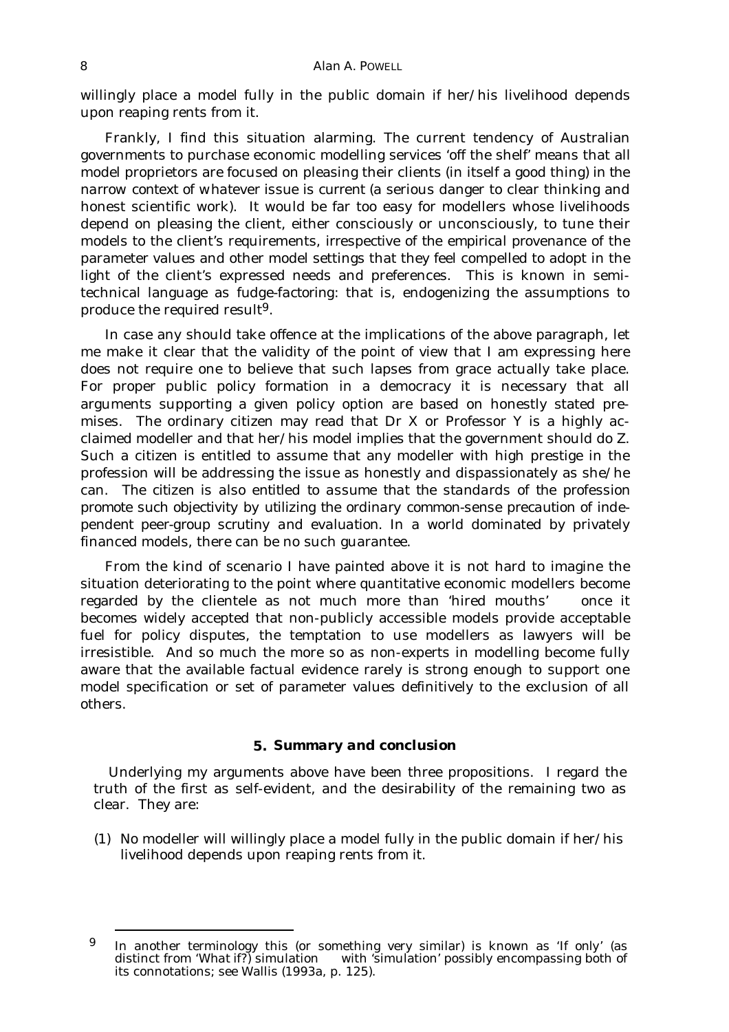willingly place a model fully in the public domain if her/his livelihood depends upon reaping rents from it.

Frankly, I find this situation alarming. The current tendency of Australian governments to purchase economic modelling services 'off the shelf' means that all model proprietors are focused on pleasing their clients (in itself a good thing) in the narrow context of whatever issue is current (a serious danger to clear thinking and honest scientific work). It would be far too easy for modellers whose livelihoods depend on pleasing the client, either consciously or unconsciously, to tune their models to the client's requirements, irrespective of the empirical provenance of the parameter values and other model settings that they feel compelled to adopt in the light of the client's expressed needs and preferences. This is known in semi-technical language as fudge-factoring: that is, endogenizing the assumptions to produce the required result[9].

In case any should take offence at the implications of the above paragraph, let me make it clear that the validity of the point of view that I am expressing here does not require one to believe that such lapses from grace actually take place. For proper public policy formation in a democracy it is necessary that all arguments supporting a given policy option are based on honestly stated premises. The ordinary citizen may read that Dr X or Professor Y is a highly acclaimed modeller and that her/his model implies that the government should do Z. Such a citizen is entitled to assume that any modeller with high prestige in the profession will be addressing the issue as honestly and dispassionately as she/he can. The citizen is also entitled to assume that the standards of the profession promote such objectivity by utilizing the ordinary common-sense precaution of independent peer-group scrutiny and evaluation. In a world dominated by privately financed models, there can be no such guarantee.

From the kind of scenario I have painted above it is not hard to imagine the situation deteriorating to the point where quantitative economic modellers become regarded by the clientele as not much more than 'hired mouths' — once it becomes widely accepted that non-publicly accessible models provide acceptable fuel for policy disputes, the temptation to use modellers as lawyers will be irresistible. And so much the more so as non-experts in modelling become fully aware that the available factual evidence rarely is strong enough to support one model specification or set of parameter values definitively to the exclusion of all others.

## 5. *Summary and conclusion*

Underlying my arguments above have been three propositions. I regard the truth of the first as self-evident, and the desirability of the remaining two as clear. They are:

(1) No modeller will willingly place a model fully in the public domain if her/his livelihood depends upon reaping rents from it.

---

[9] In another terminology this (or something very similar) is known as 'If only' (as distinct from 'What if?') simulation — with 'simulation' possibly encompassing both of its connotations; see Wallis (1993a, p. 125).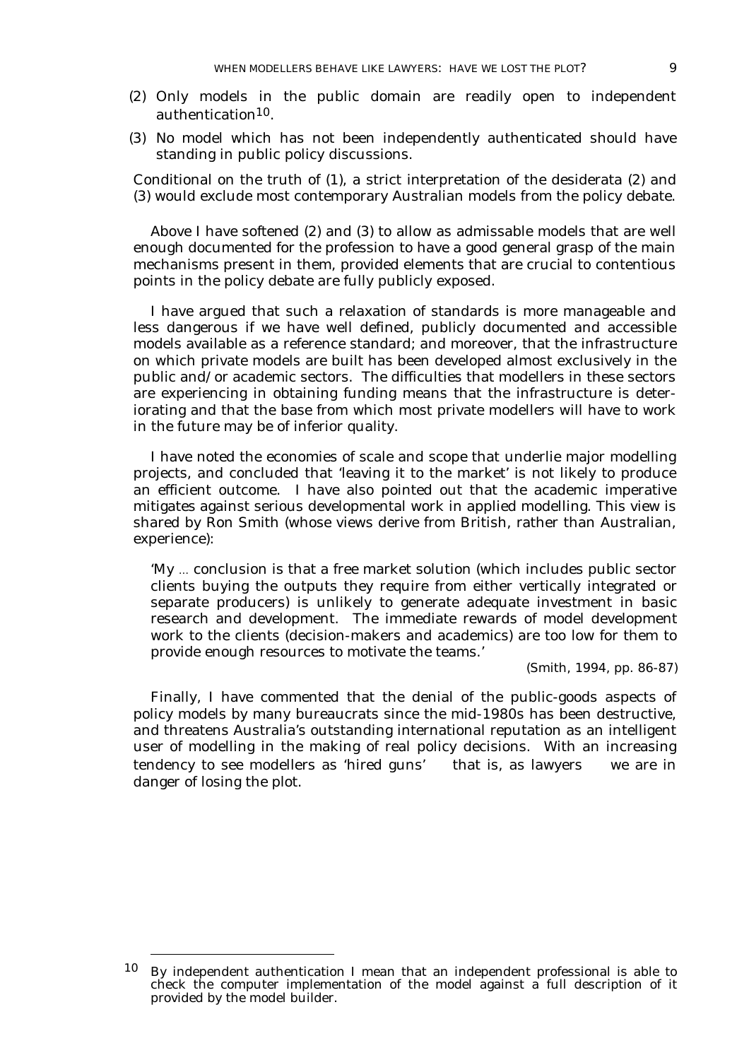(2) Only models in the public domain are readily open to independent authentication[10].

(3) No model which has not been independently authenticated should have standing in public policy discussions.

Conditional on the truth of (1), a strict interpretation of the desiderata (2) and (3) would exclude most contemporary Australian models from the policy debate.

Above I have softened (2) and (3) to allow as admissable models that are well enough documented for the profession to have a good general grasp of the main mechanisms present in them, provided elements that are crucial to contentious points in the policy debate are fully publicly exposed.

I have argued that such a relaxation of standards is more manageable and less dangerous if we have well defined, publicly documented and accessible models available as a reference standard; and moreover, that the infrastructure on which private models are built has been developed almost exclusively in the public and/or academic sectors. The difficulties that modellers in these sectors are experiencing in obtaining funding means that the infrastructure is deteriorating and that the base from which most private modellers will have to work in the future may be of inferior quality.

I have noted the economies of scale and scope that underlie major modelling projects, and concluded that 'leaving it to the market' is not likely to produce an efficient outcome. I have also pointed out that the academic imperative mitigates against serious developmental work in applied modelling. This view is shared by Ron Smith (whose views derive from British, rather than Australian, experience):

> 'My … conclusion is that a free market solution (which includes public sector clients buying the outputs they require from either vertically integrated or separate producers) is unlikely to generate adequate investment in basic research and development. The immediate rewards of model development work to the clients (decision-makers and academics) are too low for them to provide enough resources to motivate the teams.'
>
> (Smith, 1994, pp. 86-87)

Finally, I have commented that the denial of the public-goods aspects of policy models by many bureaucrats since the mid-1980s has been destructive, and threatens Australia's outstanding international reputation as an intelligent user of modelling in the making of real policy decisions. With an increasing tendency to see modellers as 'hired guns' — that is, as lawyers — we are in danger of losing the plot.

---

[10] By independent authentication I mean that an independent professional is able to check the computer implementation of the model against a full description of it provided by the model builder.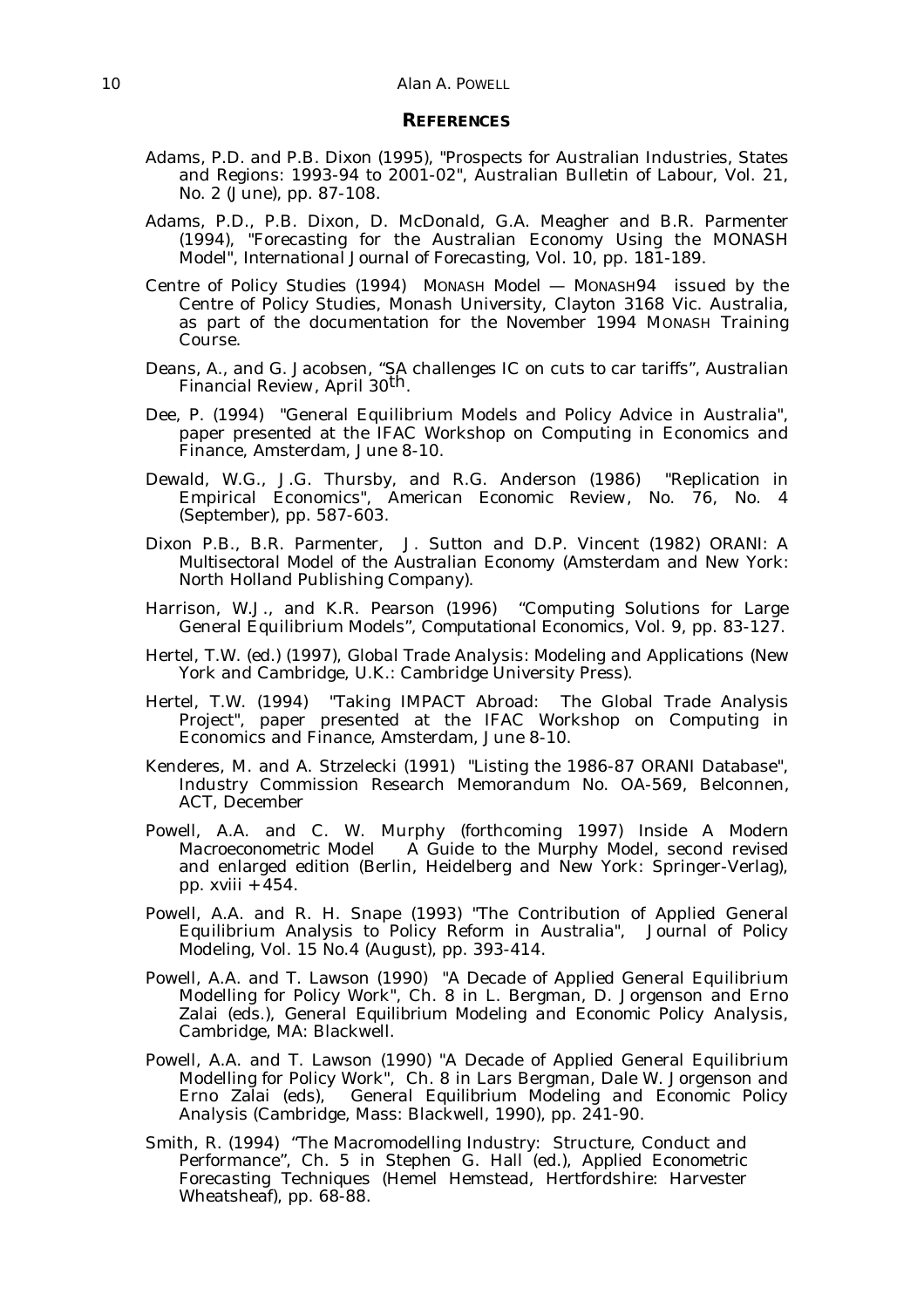## REFERENCES

Adams, P.D. and P.B. Dixon (1995), "Prospects for Australian Industries, States and Regions: 1993-94 to 2001-02", *Australian Bulletin of Labour*, Vol. 21, No. 2 (June), pp. 87-108.

Adams, P.D., P.B. Dixon, D. McDonald, G.A. Meagher and B.R. Parmenter (1994), "Forecasting for the Australian Economy Using the MONASH Model", *International Journal of Forecasting*, Vol. 10, pp. 181-189.

Centre of Policy Studies (1994) *MONASH Model — MONASH94* issued by the Centre of Policy Studies, Monash University, Clayton 3168 Vic. Australia, as part of the documentation for the November 1994 MONASH Training Course.

Deans, A., and G. Jacobsen, "SA challenges IC on cuts to car tariffs", *Australian Financial Review*, April 30th.

Dee, P. (1994) "General Equilibrium Models and Policy Advice in Australia", paper presented at the IFAC Workshop on Computing in Economics and Finance, Amsterdam, June 8-10.

Dewald, W.G., J.G. Thursby, and R.G. Anderson (1986) "Replication in Empirical Economics", *American Economic Review*, No. 76, No. 4 (September), pp. 587-603.

Dixon P.B., B.R. Parmenter, J. Sutton and D.P. Vincent (1982) *ORANI: A Multisectoral Model of the Australian Economy* (Amsterdam and New York: North Holland Publishing Company).

Harrison, W.J., and K.R. Pearson (1996) "Computing Solutions for Large General Equilibrium Models", *Computational Economics*, Vol. 9, pp. 83-127.

Hertel, T.W. (ed.) (1997), *Global Trade Analysis: Modeling and Applications* (New York and Cambridge, U.K.: Cambridge University Press).

Hertel, T.W. (1994) "Taking IMPACT Abroad: The Global Trade Analysis Project", paper presented at the IFAC Workshop on Computing in Economics and Finance, Amsterdam, June 8-10.

Kenderes, M. and A. Strzelecki (1991) "Listing the 1986-87 ORANI Database", Industry Commission Research Memorandum No. OA-569, Belconnen, ACT, December

Powell, A.A. and C. W. Murphy (forthcoming 1997) *Inside A Modern Macroeconometric Model A Guide to the Murphy Model*, second revised and enlarged edition (Berlin, Heidelberg and New York: Springer-Verlag), pp. xviii + 454.

Powell, A.A. and R. H. Snape (1993) "The Contribution of Applied General Equilibrium Analysis to Policy Reform in Australia", *Journal of Policy Modeling*, Vol. 15 No.4 (August), pp. 393-414.

Powell, A.A. and T. Lawson (1990) "A Decade of Applied General Equilibrium Modelling for Policy Work", Ch. 8 in L. Bergman, D. Jorgenson and Erno Zalai (eds.), *General Equilibrium Modeling and Economic Policy Analysis*, Cambridge, MA: Blackwell.

Powell, A.A. and T. Lawson (1990) "A Decade of Applied General Equilibrium Modelling for Policy Work", Ch. 8 in Lars Bergman, Dale W. Jorgenson and Erno Zalai (eds), *General Equilibrium Modeling and Economic Policy Analysis* (Cambridge, Mass: Blackwell, 1990), pp. 241-90.

Smith, R. (1994) "The Macromodelling Industry: Structure, Conduct and Performance", Ch. 5 in Stephen G. Hall (ed.), *Applied Econometric Forecasting Techniques* (Hemel Hemstead, Hertfordshire: Harvester Wheatsheaf), pp. 68-88.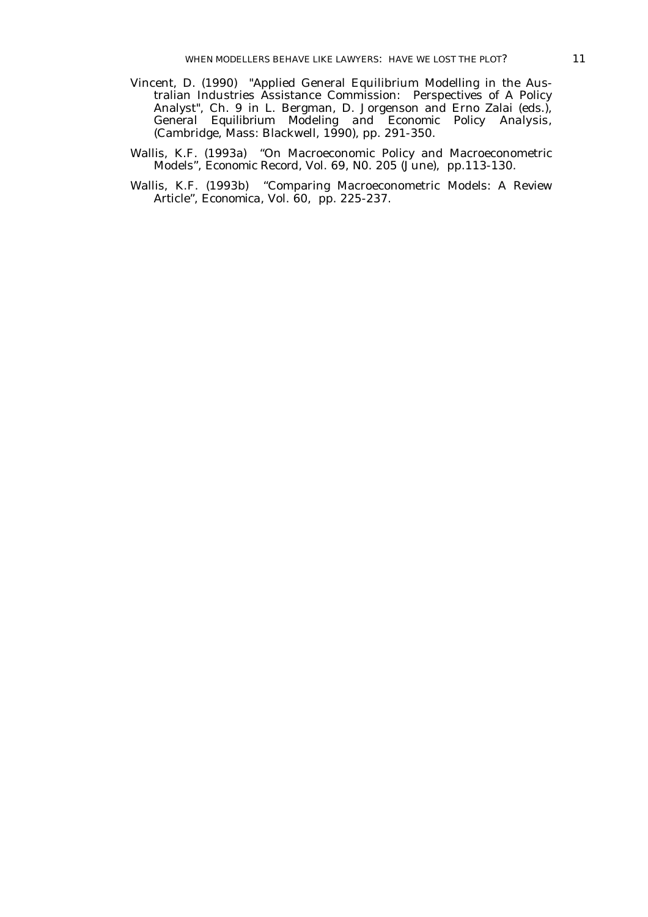Vincent, D. (1990) "Applied General Equilibrium Modelling in the Australian Industries Assistance Commission: Perspectives of A Policy Analyst", Ch. 9 in L. Bergman, D. Jorgenson and Erno Zalai (eds.), *General Equilibrium Modeling and Economic Policy Analysis*, (Cambridge, Mass: Blackwell, 1990), pp. 291-350.

Wallis, K.F. (1993a) "On Macroeconomic Policy and Macroeconometric Models", *Economic Record*, Vol. 69, N0. 205 (June), pp.113-130.

Wallis, K.F. (1993b) "Comparing Macroeconometric Models: A Review Article", *Economica*, Vol. 60, pp. 225-237.